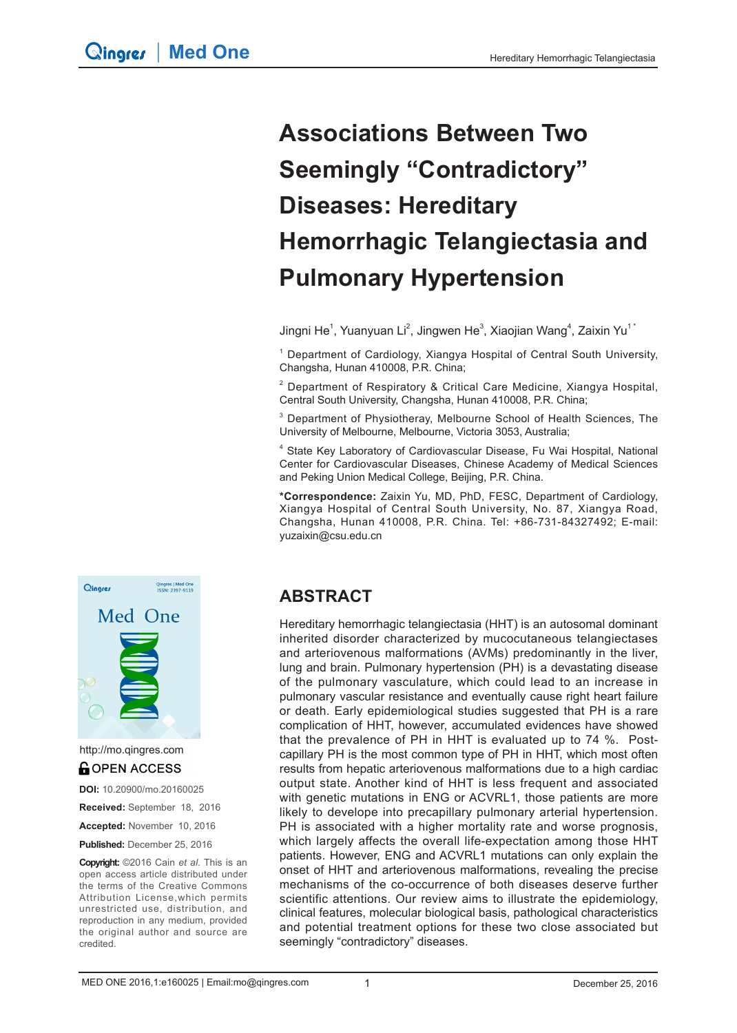# Associations Between Two Seemingly "Contradictory" Diseases: Hereditary Hemorrhagic Telangiectasia and Pulmonary Hypertension

Jingni He[1], Yuanyuan Li[2], Jingwen He[3], Xiaojian Wang[4], Zaixin Yu[1*]

[1] Department of Cardiology, Xiangya Hospital of Central South University, Changsha, Hunan 410008, P.R. China;

[2] Department of Respiratory & Critical Care Medicine, Xiangya Hospital, Central South University, Changsha, Hunan 410008, P.R. China;

[3] Department of Physiotheray, Melbourne School of Health Sciences, The University of Melbourne, Melbourne, Victoria 3053, Australia;

[4] State Key Laboratory of Cardiovascular Disease, Fu Wai Hospital, National Center for Cardiovascular Diseases, Chinese Academy of Medical Sciences and Peking Union Medical College, Beijing, P.R. China.

**\*Correspondence:** Zaixin Yu, MD, PhD, FESC, Department of Cardiology, Xiangya Hospital of Central South University, No. 87, Xiangya Road, Changsha, Hunan 410008, P.R. China. Tel: +86-731-84327492; E-mail: yuzaixin@csu.edu.cn

http://mo.qingres.com

OPEN ACCESS

**DOI:** 10.20900/mo.20160025

**Received:** September 18, 2016

**Accepted:** November 10, 2016

**Published:** December 25, 2016

**Copyright:** ©2016 Cain *et al.* This is an open access article distributed under the terms of the Creative Commons Attribution License,which permits unrestricted use, distribution, and reproduction in any medium, provided the original author and source are credited.

## ABSTRACT

Hereditary hemorrhagic telangiectasia (HHT) is an autosomal dominant inherited disorder characterized by mucocutaneous telangiectases and arteriovenous malformations (AVMs) predominantly in the liver, lung and brain. Pulmonary hypertension (PH) is a devastating disease of the pulmonary vasculature, which could lead to an increase in pulmonary vascular resistance and eventually cause right heart failure or death. Early epidemiological studies suggested that PH is a rare complication of HHT, however, accumulated evidences have showed that the prevalence of PH in HHT is evaluated up to 74 %. Post-capillary PH is the most common type of PH in HHT, which most often results from hepatic arteriovenous malformations due to a high cardiac output state. Another kind of HHT is less frequent and associated with genetic mutations in ENG or ACVRL1, those patients are more likely to develope into precapillary pulmonary arterial hypertension. PH is associated with a higher mortality rate and worse prognosis, which largely affects the overall life-expectation among those HHT patients. However, ENG and ACVRL1 mutations can only explain the onset of HHT and arteriovenous malformations, revealing the precise mechanisms of the co-occurrence of both diseases deserve further scientific attentions. Our review aims to illustrate the epidemiology, clinical features, molecular biological basis, pathological characteristics and potential treatment options for these two close associated but seemingly "contradictory" diseases.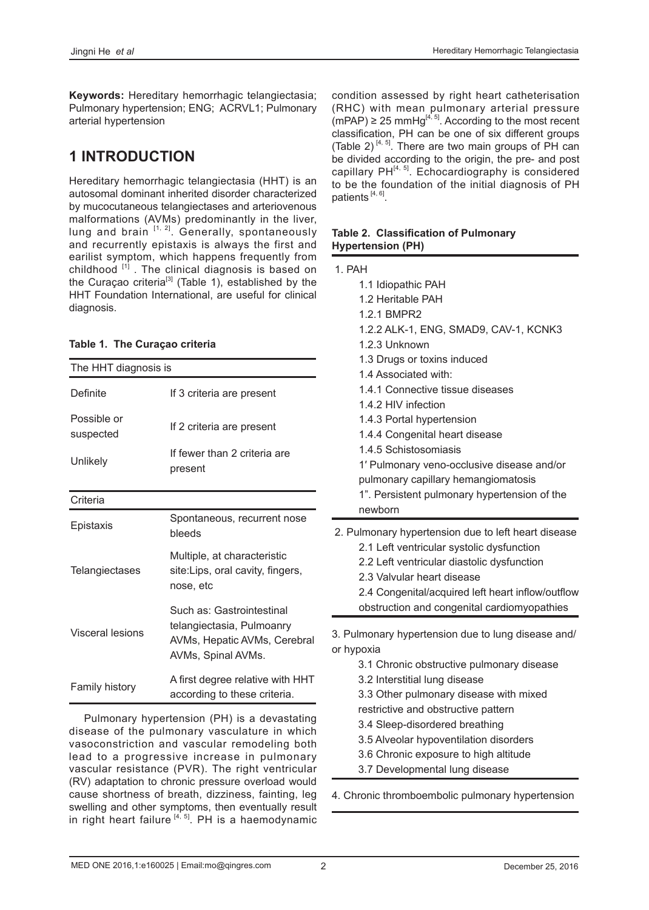**Keywords:** Hereditary hemorrhagic telangiectasia; Pulmonary hypertension; ENG; ACRVL1; Pulmonary arterial hypertension

# 1 INTRODUCTION

Hereditary hemorrhagic telangiectasia (HHT) is an autosomal dominant inherited disorder characterized by mucocutaneous telangiectases and arteriovenous malformations (AVMs) predominantly in the liver, lung and brain [1, 2]. Generally, spontaneously and recurrently epistaxis is always the first and earilist symptom, which happens frequently from childhood [1]. The clinical diagnosis is based on the Curaçao criteria[3] (Table 1), established by the HHT Foundation International, are useful for clinical diagnosis.

**Table 1. The Curaçao criteria**

| The HHT diagnosis is | |
|---|---|
| Definite | If 3 criteria are present |
| Possible or suspected | If 2 criteria are present |
| Unlikely | If fewer than 2 criteria are present |
| **Criteria** | |
| Epistaxis | Spontaneous, recurrent nose bleeds |
| Telangiectases | Multiple, at characteristic site:Lips, oral cavity, fingers, nose, etc |
| Visceral lesions | Such as: Gastrointestinal telangiectasia, Pulmoanry AVMs, Hepatic AVMs, Cerebral AVMs, Spinal AVMs. |
| Family history | A first degree relative with HHT according to these criteria. |

Pulmonary hypertension (PH) is a devastating disease of the pulmonary vasculature in which vasoconstriction and vascular remodeling both lead to a progressive increase in pulmonary vascular resistance (PVR). The right ventricular (RV) adaptation to chronic pressure overload would cause shortness of breath, dizziness, fainting, leg swelling and other symptoms, then eventually result in right heart failure [4, 5]. PH is a haemodynamic condition assessed by right heart catheterisation (RHC) with mean pulmonary arterial pressure (mPAP) ≥ 25 mmHg[4, 5]. According to the most recent classification, PH can be one of six different groups (Table 2) [4, 5]. There are two main groups of PH can be divided according to the origin, the pre- and post capillary PH[4, 5]. Echocardiography is considered to be the foundation of the initial diagnosis of PH patients [4, 6].

**Table 2. Classification of Pulmonary Hypertension (PH)**

| |
|---|
| 1. PAH |
| 1.1 Idiopathic PAH |
| 1.2 Heritable PAH |
| 1.2.1 BMPR2 |
| 1.2.2 ALK-1, ENG, SMAD9, CAV-1, KCNK3 |
| 1.2.3 Unknown |
| 1.3 Drugs or toxins induced |
| 1.4 Associated with: |
| 1.4.1 Connective tissue diseases |
| 1.4.2 HIV infection |
| 1.4.3 Portal hypertension |
| 1.4.4 Congenital heart disease |
| 1.4.5 Schistosomiasis |
| 1′ Pulmonary veno-occlusive disease and/or pulmonary capillary hemangiomatosis |
| 1". Persistent pulmonary hypertension of the newborn |
| 2. Pulmonary hypertension due to left heart disease |
| 2.1 Left ventricular systolic dysfunction |
| 2.2 Left ventricular diastolic dysfunction |
| 2.3 Valvular heart disease |
| 2.4 Congenital/acquired left heart inflow/outflow obstruction and congenital cardiomyopathies |
| 3. Pulmonary hypertension due to lung disease and/or hypoxia |
| 3.1 Chronic obstructive pulmonary disease |
| 3.2 Interstitial lung disease |
| 3.3 Other pulmonary disease with mixed restrictive and obstructive pattern |
| 3.4 Sleep-disordered breathing |
| 3.5 Alveolar hypoventilation disorders |
| 3.6 Chronic exposure to high altitude |
| 3.7 Developmental lung disease |
| 4. Chronic thromboembolic pulmonary hypertension |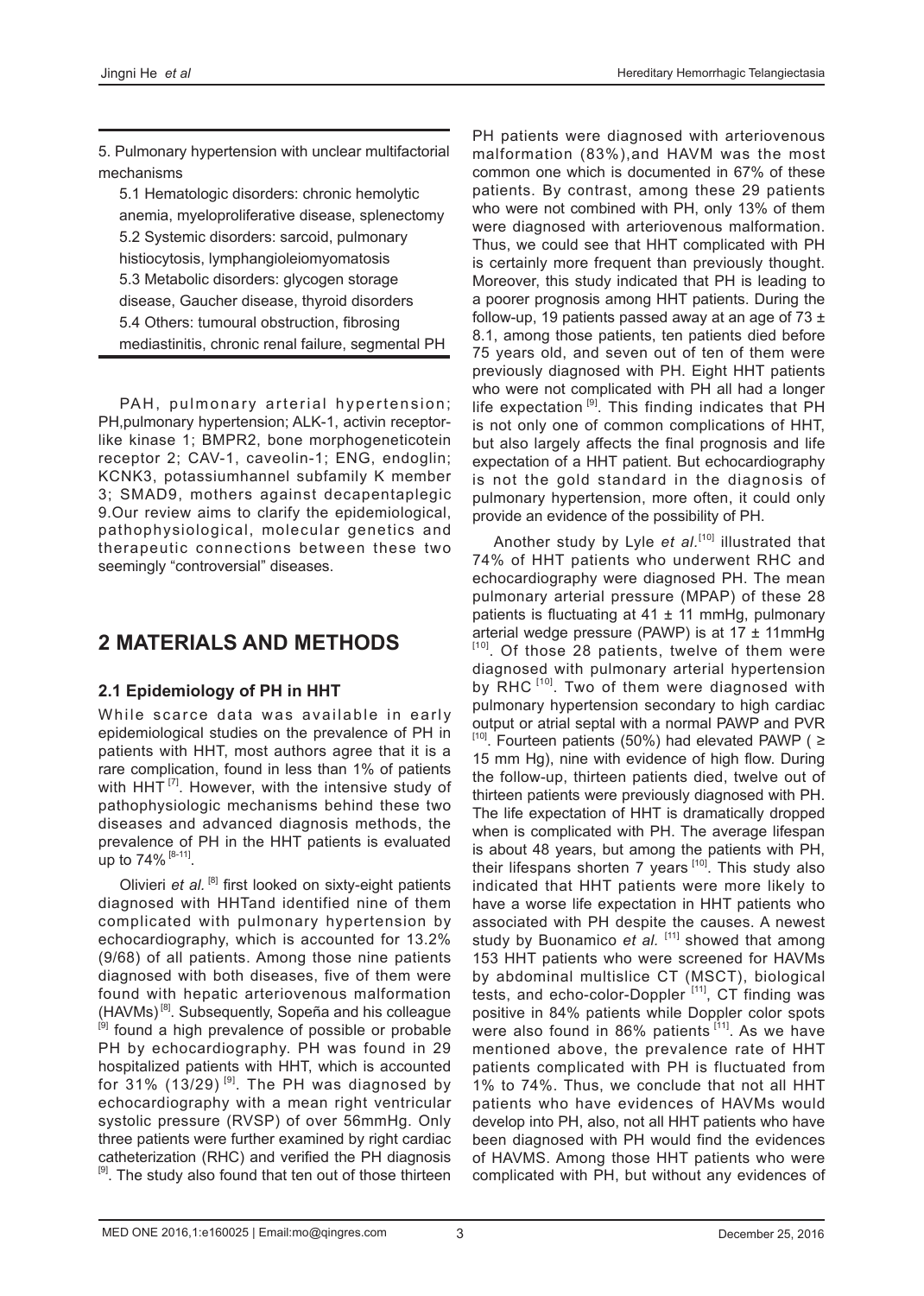5. Pulmonary hypertension with unclear multifactorial mechanisms

5.1 Hematologic disorders: chronic hemolytic anemia, myeloproliferative disease, splenectomy
5.2 Systemic disorders: sarcoid, pulmonary histiocytosis, lymphangioleiomyomatosis
5.3 Metabolic disorders: glycogen storage disease, Gaucher disease, thyroid disorders
5.4 Others: tumoural obstruction, fibrosing mediastinitis, chronic renal failure, segmental PH

PAH, pulmonary arterial hypertension; PH,pulmonary hypertension; ALK-1, activin receptor-like kinase 1; BMPR2, bone morphogeneticotein receptor 2; CAV-1, caveolin-1; ENG, endoglin; KCNK3, potassiumhannel subfamily K member 3; SMAD9, mothers against decapentaplegic 9.Our review aims to clarify the epidemiological, pathophysiological, molecular genetics and therapeutic connections between these two seemingly "controversial" diseases.

## 2 MATERIALS AND METHODS

### 2.1 Epidemiology of PH in HHT

While scarce data was available in early epidemiological studies on the prevalence of PH in patients with HHT, most authors agree that it is a rare complication, found in less than 1% of patients with HHT [7]. However, with the intensive study of pathophysiologic mechanisms behind these two diseases and advanced diagnosis methods, the prevalence of PH in the HHT patients is evaluated up to 74% [8-11].

Olivieri *et al.* [8] first looked on sixty-eight patients diagnosed with HHTand identified nine of them complicated with pulmonary hypertension by echocardiography, which is accounted for 13.2% (9/68) of all patients. Among those nine patients diagnosed with both diseases, five of them were found with hepatic arteriovenous malformation (HAVMs) [8]. Subsequently, Sopeña and his colleague [9] found a high prevalence of possible or probable PH by echocardiography. PH was found in 29 hospitalized patients with HHT, which is accounted for 31% (13/29) [9]. The PH was diagnosed by echocardiography with a mean right ventricular systolic pressure (RVSP) of over 56mmHg. Only three patients were further examined by right cardiac catheterization (RHC) and verified the PH diagnosis [9]. The study also found that ten out of those thirteen PH patients were diagnosed with arteriovenous malformation (83%),and HAVM was the most common one which is documented in 67% of these patients. By contrast, among these 29 patients who were not combined with PH, only 13% of them were diagnosed with arteriovenous malformation. Thus, we could see that HHT complicated with PH is certainly more frequent than previously thought. Moreover, this study indicated that PH is leading to a poorer prognosis among HHT patients. During the follow-up, 19 patients passed away at an age of 73 ± 8.1, among those patients, ten patients died before 75 years old, and seven out of ten of them were previously diagnosed with PH. Eight HHT patients who were not complicated with PH all had a longer life expectation [9]. This finding indicates that PH is not only one of common complications of HHT, but also largely affects the final prognosis and life expectation of a HHT patient. But echocardiography is not the gold standard in the diagnosis of pulmonary hypertension, more often, it could only provide an evidence of the possibility of PH.

Another study by Lyle *et al.*[10] illustrated that 74% of HHT patients who underwent RHC and echocardiography were diagnosed PH. The mean pulmonary arterial pressure (MPAP) of these 28 patients is fluctuating at 41 ± 11 mmHg, pulmonary arterial wedge pressure (PAWP) is at 17 ± 11mmHg [10]. Of those 28 patients, twelve of them were diagnosed with pulmonary arterial hypertension by RHC [10]. Two of them were diagnosed with pulmonary hypertension secondary to high cardiac output or atrial septal with a normal PAWP and PVR [10]. Fourteen patients (50%) had elevated PAWP ( ≥ 15 mm Hg), nine with evidence of high flow. During the follow-up, thirteen patients died, twelve out of thirteen patients were previously diagnosed with PH. The life expectation of HHT is dramatically dropped when is complicated with PH. The average lifespan is about 48 years, but among the patients with PH, their lifespans shorten 7 years [10]. This study also indicated that HHT patients were more likely to have a worse life expectation in HHT patients who associated with PH despite the causes. A newest study by Buonamico *et al.* [11] showed that among 153 HHT patients who were screened for HAVMs by abdominal multislice CT (MSCT), biological tests, and echo-color-Doppler [11], CT finding was positive in 84% patients while Doppler color spots were also found in 86% patients [11]. As we have mentioned above, the prevalence rate of HHT patients complicated with PH is fluctuated from 1% to 74%. Thus, we conclude that not all HHT patients who have evidences of HAVMs would develop into PH, also, not all HHT patients who have been diagnosed with PH would find the evidences of HAVMS. Among those HHT patients who were complicated with PH, but without any evidences of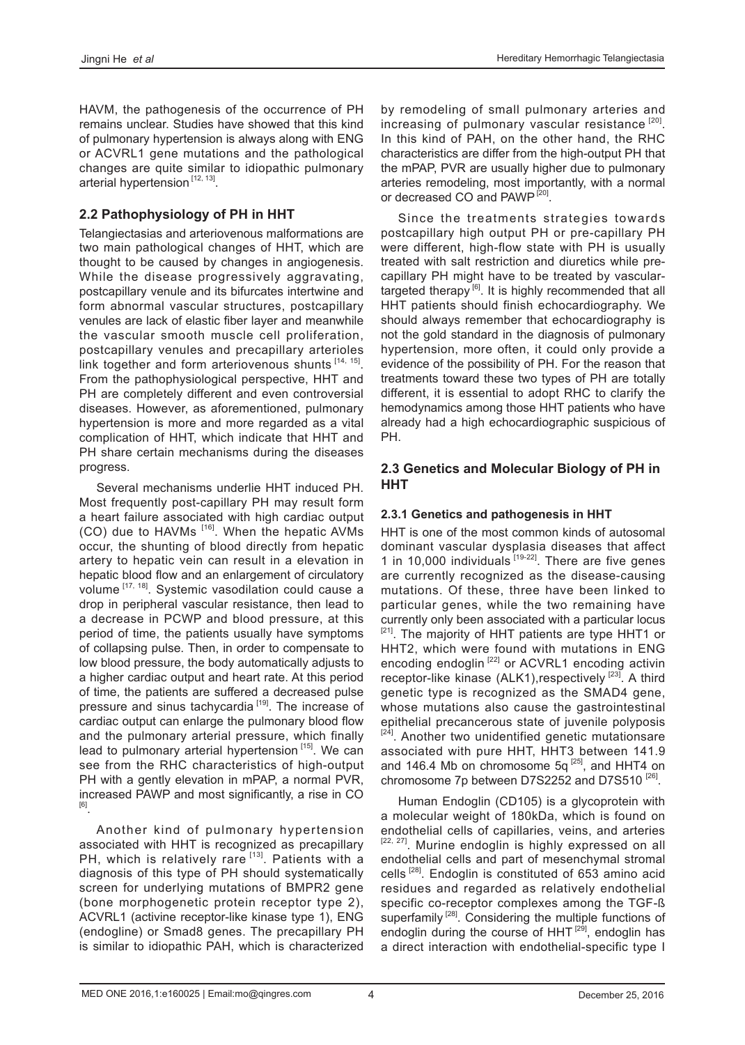HAVM, the pathogenesis of the occurrence of PH remains unclear. Studies have showed that this kind of pulmonary hypertension is always along with ENG or ACVRL1 gene mutations and the pathological changes are quite similar to idiopathic pulmonary arterial hypertension [12, 13].

## 2.2 Pathophysiology of PH in HHT

Telangiectasias and arteriovenous malformations are two main pathological changes of HHT, which are thought to be caused by changes in angiogenesis. While the disease progressively aggravating, postcapillary venule and its bifurcates intertwine and form abnormal vascular structures, postcapillary venules are lack of elastic fiber layer and meanwhile the vascular smooth muscle cell proliferation, postcapillary venules and precapillary arterioles link together and form arteriovenous shunts [14, 15]. From the pathophysiological perspective, HHT and PH are completely different and even controversial diseases. However, as aforementioned, pulmonary hypertension is more and more regarded as a vital complication of HHT, which indicate that HHT and PH share certain mechanisms during the diseases progress.

Several mechanisms underlie HHT induced PH. Most frequently post-capillary PH may result form a heart failure associated with high cardiac output (CO) due to HAVMs [16]. When the hepatic AVMs occur, the shunting of blood directly from hepatic artery to hepatic vein can result in a elevation in hepatic blood flow and an enlargement of circulatory volume [17, 18]. Systemic vasodilation could cause a drop in peripheral vascular resistance, then lead to a decrease in PCWP and blood pressure, at this period of time, the patients usually have symptoms of collapsing pulse. Then, in order to compensate to low blood pressure, the body automatically adjusts to a higher cardiac output and heart rate. At this period of time, the patients are suffered a decreased pulse pressure and sinus tachycardia [19]. The increase of cardiac output can enlarge the pulmonary blood flow and the pulmonary arterial pressure, which finally lead to pulmonary arterial hypertension [15]. We can see from the RHC characteristics of high-output PH with a gently elevation in mPAP, a normal PVR, increased PAWP and most significantly, a rise in CO [6].

Another kind of pulmonary hypertension associated with HHT is recognized as precapillary PH, which is relatively rare [13]. Patients with a diagnosis of this type of PH should systematically screen for underlying mutations of BMPR2 gene (bone morphogenetic protein receptor type 2), ACVRL1 (activine receptor-like kinase type 1), ENG (endogline) or Smad8 genes. The precapillary PH is similar to idiopathic PAH, which is characterized by remodeling of small pulmonary arteries and increasing of pulmonary vascular resistance [20]. In this kind of PAH, on the other hand, the RHC characteristics are differ from the high-output PH that the mPAP, PVR are usually higher due to pulmonary arteries remodeling, most importantly, with a normal or decreased CO and PAWP [20].

Since the treatments strategies towards postcapillary high output PH or pre-capillary PH were different, high-flow state with PH is usually treated with salt restriction and diuretics while pre-capillary PH might have to be treated by vascular-targeted therapy [6]. It is highly recommended that all HHT patients should finish echocardiography. We should always remember that echocardiography is not the gold standard in the diagnosis of pulmonary hypertension, more often, it could only provide a evidence of the possibility of PH. For the reason that treatments toward these two types of PH are totally different, it is essential to adopt RHC to clarify the hemodynamics among those HHT patients who have already had a high echocardiographic suspicious of PH.

## 2.3 Genetics and Molecular Biology of PH in HHT

### 2.3.1 Genetics and pathogenesis in HHT

HHT is one of the most common kinds of autosomal dominant vascular dysplasia diseases that affect 1 in 10,000 individuals [19-22]. There are five genes are currently recognized as the disease-causing mutations. Of these, three have been linked to particular genes, while the two remaining have currently only been associated with a particular locus [21]. The majority of HHT patients are type HHT1 or HHT2, which were found with mutations in ENG encoding endoglin [22] or ACVRL1 encoding activin receptor-like kinase (ALK1),respectively [23]. A third genetic type is recognized as the SMAD4 gene, whose mutations also cause the gastrointestinal epithelial precancerous state of juvenile polyposis [24]. Another two unidentified genetic mutationsare associated with pure HHT, HHT3 between 141.9 and 146.4 Mb on chromosome 5q [25], and HHT4 on chromosome 7p between D7S2252 and D7S510 [26].

Human Endoglin (CD105) is a glycoprotein with a molecular weight of 180kDa, which is found on endothelial cells of capillaries, veins, and arteries [22, 27]. Murine endoglin is highly expressed on all endothelial cells and part of mesenchymal stromal cells [28]. Endoglin is constituted of 653 amino acid residues and regarded as relatively endothelial specific co-receptor complexes among the TGF-ß superfamily [28]. Considering the multiple functions of endoglin during the course of HHT [29], endoglin has a direct interaction with endothelial-specific type I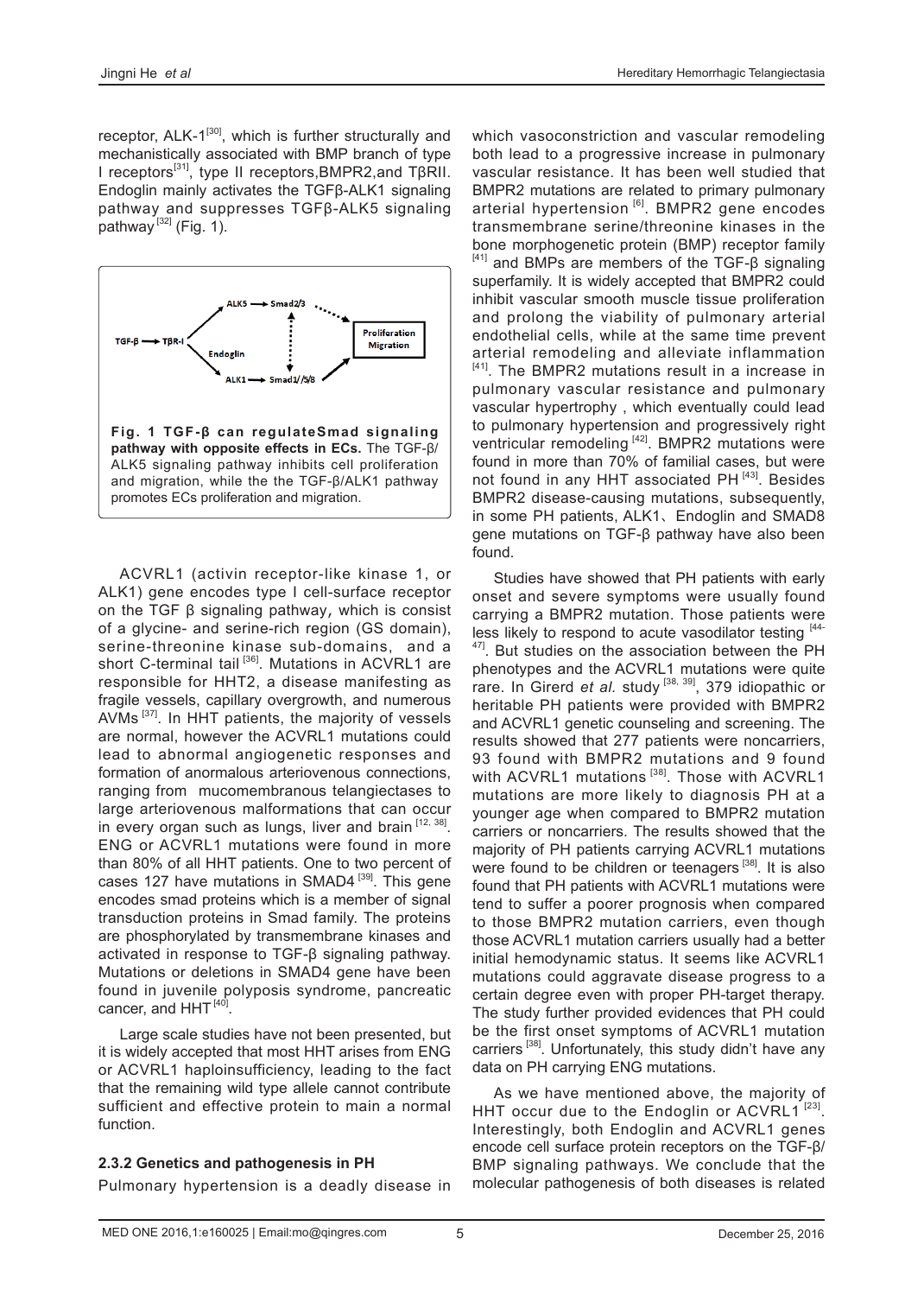receptor, ALK-1[30], which is further structurally and mechanistically associated with BMP branch of type I receptors[31], type II receptors,BMPR2,and TβRII. Endoglin mainly activates the TGFβ-ALK1 signaling pathway and suppresses TGFβ-ALK5 signaling pathway[32] (Fig. 1).

**Fig. 1 TGF-β can regulateSmad signaling pathway with opposite effects in ECs.** The TGF-β/ALK5 signaling pathway inhibits cell proliferation and migration, while the the TGF-β/ALK1 pathway promotes ECs proliferation and migration.

ACVRL1 (activin receptor-like kinase 1, or ALK1) gene encodes type I cell-surface receptor on the TGF β signaling pathway, which is consist of a glycine- and serine-rich region (GS domain), serine-threonine kinase sub-domains, and a short C-terminal tail[36]. Mutations in ACVRL1 are responsible for HHT2, a disease manifesting as fragile vessels, capillary overgrowth, and numerous AVMs[37]. In HHT patients, the majority of vessels are normal, however the ACVRL1 mutations could lead to abnormal angiogenetic responses and formation of anormalous arteriovenous connections, ranging from mucomembranous telangiectases to large arteriovenous malformations that can occur in every organ such as lungs, liver and brain[12, 38]. ENG or ACVRL1 mutations were found in more than 80% of all HHT patients. One to two percent of cases 127 have mutations in SMAD4[39]. This gene encodes smad proteins which is a member of signal transduction proteins in Smad family. The proteins are phosphorylated by transmembrane kinases and activated in response to TGF-β signaling pathway. Mutations or deletions in SMAD4 gene have been found in juvenile polyposis syndrome, pancreatic cancer, and HHT[40].

Large scale studies have not been presented, but it is widely accepted that most HHT arises from ENG or ACVRL1 haploinsufficiency, leading to the fact that the remaining wild type allele cannot contribute sufficient and effective protein to main a normal function.

### 2.3.2 Genetics and pathogenesis in PH

Pulmonary hypertension is a deadly disease in which vasoconstriction and vascular remodeling both lead to a progressive increase in pulmonary vascular resistance. It has been well studied that BMPR2 mutations are related to primary pulmonary arterial hypertension[6]. BMPR2 gene encodes transmembrane serine/threonine kinases in the bone morphogenetic protein (BMP) receptor family[41] and BMPs are members of the TGF-β signaling superfamily. It is widely accepted that BMPR2 could inhibit vascular smooth muscle tissue proliferation and prolong the viability of pulmonary arterial endothelial cells, while at the same time prevent arterial remodeling and alleviate inflammation[41]. The BMPR2 mutations result in a increase in pulmonary vascular resistance and pulmonary vascular hypertrophy , which eventually could lead to pulmonary hypertension and progressively right ventricular remodeling[42]. BMPR2 mutations were found in more than 70% of familial cases, but were not found in any HHT associated PH[43]. Besides BMPR2 disease-causing mutations, subsequently, in some PH patients, ALK1、Endoglin and SMAD8 gene mutations on TGF-β pathway have also been found.

Studies have showed that PH patients with early onset and severe symptoms were usually found carrying a BMPR2 mutation. Those patients were less likely to respond to acute vasodilator testing[44-47]. But studies on the association between the PH phenotypes and the ACVRL1 mutations were quite rare. In Girerd *et al.* study[38, 39], 379 idiopathic or heritable PH patients were provided with BMPR2 and ACVRL1 genetic counseling and screening. The results showed that 277 patients were noncarriers, 93 found with BMPR2 mutations and 9 found with ACVRL1 mutations[38]. Those with ACVRL1 mutations are more likely to diagnosis PH at a younger age when compared to BMPR2 mutation carriers or noncarriers. The results showed that the majority of PH patients carrying ACVRL1 mutations were found to be children or teenagers[38]. It is also found that PH patients with ACVRL1 mutations were tend to suffer a poorer prognosis when compared to those BMPR2 mutation carriers, even though those ACVRL1 mutation carriers usually had a better initial hemodynamic status. It seems like ACVRL1 mutations could aggravate disease progress to a certain degree even with proper PH-target therapy. The study further provided evidences that PH could be the first onset symptoms of ACVRL1 mutation carriers[38]. Unfortunately, this study didn't have any data on PH carrying ENG mutations.

As we have mentioned above, the majority of HHT occur due to the Endoglin or ACVRL1[23]. Interestingly, both Endoglin and ACVRL1 genes encode cell surface protein receptors on the TGF-β/BMP signaling pathways. We conclude that the molecular pathogenesis of both diseases is related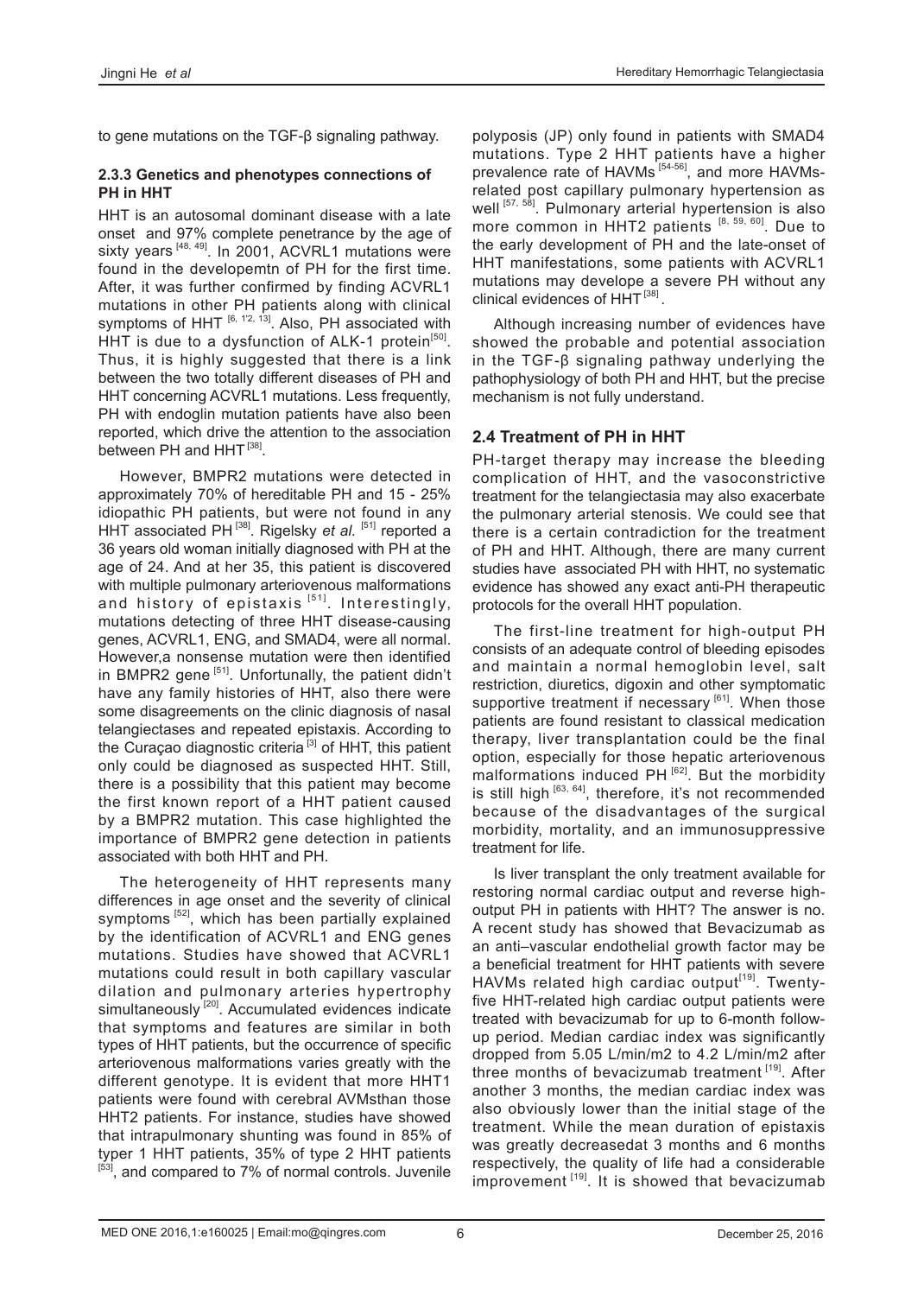to gene mutations on the TGF-β signaling pathway.

### 2.3.3 Genetics and phenotypes connections of PH in HHT

HHT is an autosomal dominant disease with a late onset and 97% complete penetrance by the age of sixty years [48, 49]. In 2001, ACVRL1 mutations were found in the developemtn of PH for the first time. After, it was further confirmed by finding ACVRL1 mutations in other PH patients along with clinical symptoms of HHT [6, 12, 13]. Also, PH associated with HHT is due to a dysfunction of ALK-1 protein[50]. Thus, it is highly suggested that there is a link between the two totally different diseases of PH and HHT concerning ACVRL1 mutations. Less frequently, PH with endoglin mutation patients have also been reported, which drive the attention to the association between PH and HHT [38].

However, BMPR2 mutations were detected in approximately 70% of hereditable PH and 15 - 25% idiopathic PH patients, but were not found in any HHT associated PH [38]. Rigelsky *et al.* [51] reported a 36 years old woman initially diagnosed with PH at the age of 24. And at her 35, this patient is discovered with multiple pulmonary arteriovenous malformations and history of epistaxis [51]. Interestingly, mutations detecting of three HHT disease-causing genes, ACVRL1, ENG, and SMAD4, were all normal. However,a nonsense mutation were then identified in BMPR2 gene [51]. Unfortunally, the patient didn't have any family histories of HHT, also there were some disagreements on the clinic diagnosis of nasal telangiectases and repeated epistaxis. According to the Curaçao diagnostic criteria [3] of HHT, this patient only could be diagnosed as suspected HHT. Still, there is a possibility that this patient may become the first known report of a HHT patient caused by a BMPR2 mutation. This case highlighted the importance of BMPR2 gene detection in patients associated with both HHT and PH.

The heterogeneity of HHT represents many differences in age onset and the severity of clinical symptoms [52], which has been partially explained by the identification of ACVRL1 and ENG genes mutations. Studies have showed that ACVRL1 mutations could result in both capillary vascular dilation and pulmonary arteries hypertrophy simultaneously [20]. Accumulated evidences indicate that symptoms and features are similar in both types of HHT patients, but the occurrence of specific arteriovenous malformations varies greatly with the different genotype. It is evident that more HHT1 patients were found with cerebral AVMsthan those HHT2 patients. For instance, studies have showed that intrapulmonary shunting was found in 85% of typer 1 HHT patients, 35% of type 2 HHT patients [53], and compared to 7% of normal controls. Juvenile polyposis (JP) only found in patients with SMAD4 mutations. Type 2 HHT patients have a higher prevalence rate of HAVMs [54-56], and more HAVMs-related post capillary pulmonary hypertension as well [57, 58]. Pulmonary arterial hypertension is also more common in HHT2 patients [8, 59, 60]. Due to the early development of PH and the late-onset of HHT manifestations, some patients with ACVRL1 mutations may develope a severe PH without any clinical evidences of HHT [38].

Although increasing number of evidences have showed the probable and potential association in the TGF-β signaling pathway underlying the pathophysiology of both PH and HHT, but the precise mechanism is not fully understand.

## 2.4 Treatment of PH in HHT

PH-target therapy may increase the bleeding complication of HHT, and the vasoconstrictive treatment for the telangiectasia may also exacerbate the pulmonary arterial stenosis. We could see that there is a certain contradiction for the treatment of PH and HHT. Although, there are many current studies have associated PH with HHT, no systematic evidence has showed any exact anti-PH therapeutic protocols for the overall HHT population.

The first-line treatment for high-output PH consists of an adequate control of bleeding episodes and maintain a normal hemoglobin level, salt restriction, diuretics, digoxin and other symptomatic supportive treatment if necessary [61]. When those patients are found resistant to classical medication therapy, liver transplantation could be the final option, especially for those hepatic arteriovenous malformations induced PH [62]. But the morbidity is still high [63, 64], therefore, it's not recommended because of the disadvantages of the surgical morbidity, mortality, and an immunosuppressive treatment for life.

Is liver transplant the only treatment available for restoring normal cardiac output and reverse high-output PH in patients with HHT? The answer is no. A recent study has showed that Bevacizumab as an anti–vascular endothelial growth factor may be a beneficial treatment for HHT patients with severe HAVMs related high cardiac output[19]. Twenty-five HHT-related high cardiac output patients were treated with bevacizumab for up to 6-month follow-up period. Median cardiac index was significantly dropped from 5.05 L/min/m2 to 4.2 L/min/m2 after three months of bevacizumab treatment [19]. After another 3 months, the median cardiac index was also obviously lower than the initial stage of the treatment. While the mean duration of epistaxis was greatly decreasedat 3 months and 6 months respectively, the quality of life had a considerable improvement [19]. It is showed that bevacizumab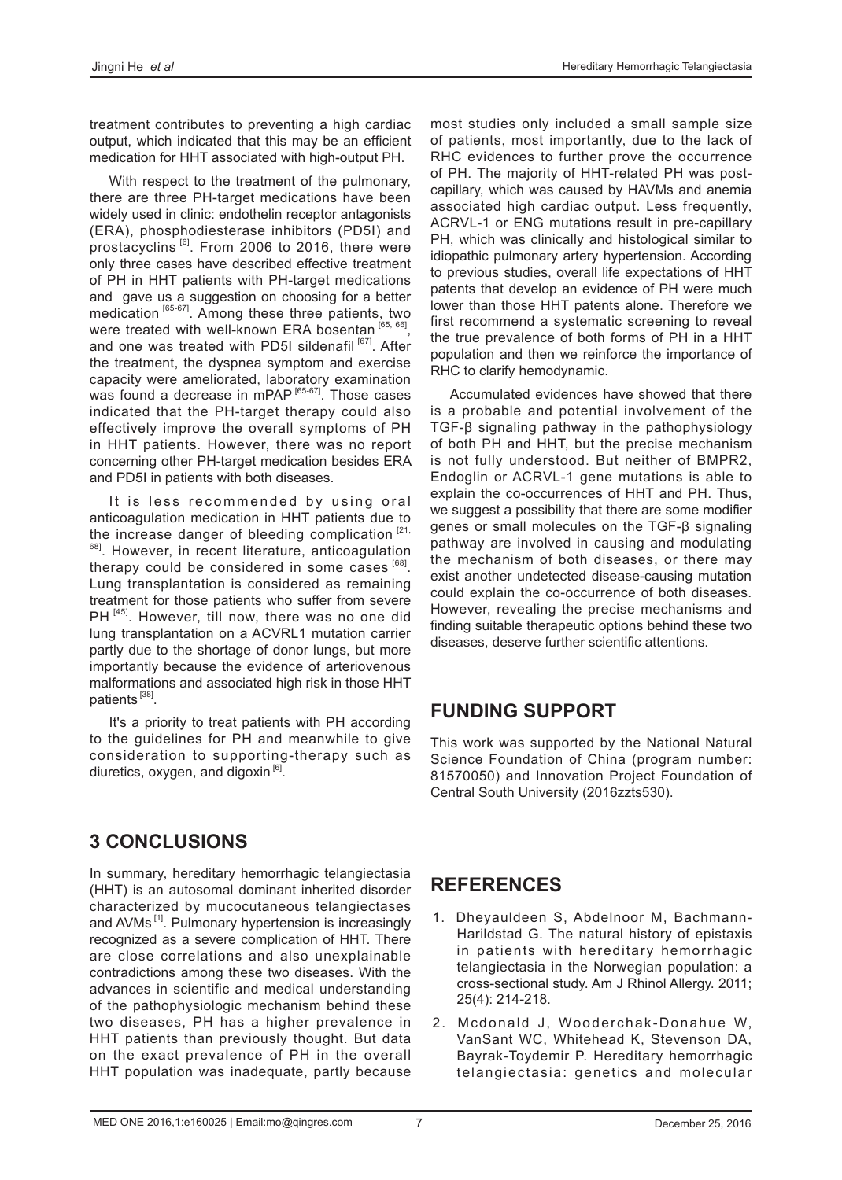treatment contributes to preventing a high cardiac output, which indicated that this may be an efficient medication for HHT associated with high-output PH.

With respect to the treatment of the pulmonary, there are three PH-target medications have been widely used in clinic: endothelin receptor antagonists (ERA), phosphodiesterase inhibitors (PD5I) and prostacyclins [6]. From 2006 to 2016, there were only three cases have described effective treatment of PH in HHT patients with PH-target medications and gave us a suggestion on choosing for a better medication [65-67]. Among these three patients, two were treated with well-known ERA bosentan [65, 66], and one was treated with PD5I sildenafil [67]. After the treatment, the dyspnea symptom and exercise capacity were ameliorated, laboratory examination was found a decrease in mPAP [65-67]. Those cases indicated that the PH-target therapy could also effectively improve the overall symptoms of PH in HHT patients. However, there was no report concerning other PH-target medication besides ERA and PD5I in patients with both diseases.

It is less recommended by using oral anticoagulation medication in HHT patients due to the increase danger of bleeding complication [21, 68]. However, in recent literature, anticoagulation therapy could be considered in some cases [68]. Lung transplantation is considered as remaining treatment for those patients who suffer from severe PH [45]. However, till now, there was no one did lung transplantation on a ACVRL1 mutation carrier partly due to the shortage of donor lungs, but more importantly because the evidence of arteriovenous malformations and associated high risk in those HHT patients [38].

It's a priority to treat patients with PH according to the guidelines for PH and meanwhile to give consideration to supporting-therapy such as diuretics, oxygen, and digoxin [6].

## 3 CONCLUSIONS

In summary, hereditary hemorrhagic telangiectasia (HHT) is an autosomal dominant inherited disorder characterized by mucocutaneous telangiectases and AVMs [1]. Pulmonary hypertension is increasingly recognized as a severe complication of HHT. There are close correlations and also unexplainable contradictions among these two diseases. With the advances in scientific and medical understanding of the pathophysiologic mechanism behind these two diseases, PH has a higher prevalence in HHT patients than previously thought. But data on the exact prevalence of PH in the overall HHT population was inadequate, partly because most studies only included a small sample size of patients, most importantly, due to the lack of RHC evidences to further prove the occurrence of PH. The majority of HHT-related PH was post-capillary, which was caused by HAVMs and anemia associated high cardiac output. Less frequently, ACRVL-1 or ENG mutations result in pre-capillary PH, which was clinically and histological similar to idiopathic pulmonary artery hypertension. According to previous studies, overall life expectations of HHT patents that develop an evidence of PH were much lower than those HHT patents alone. Therefore we first recommend a systematic screening to reveal the true prevalence of both forms of PH in a HHT population and then we reinforce the importance of RHC to clarify hemodynamic.

Accumulated evidences have showed that there is a probable and potential involvement of the TGF-β signaling pathway in the pathophysiology of both PH and HHT, but the precise mechanism is not fully understood. But neither of BMPR2, Endoglin or ACRVL-1 gene mutations is able to explain the co-occurrences of HHT and PH. Thus, we suggest a possibility that there are some modifier genes or small molecules on the TGF-β signaling pathway are involved in causing and modulating the mechanism of both diseases, or there may exist another undetected disease-causing mutation could explain the co-occurrence of both diseases. However, revealing the precise mechanisms and finding suitable therapeutic options behind these two diseases, deserve further scientific attentions.

## FUNDING SUPPORT

This work was supported by the National Natural Science Foundation of China (program number: 81570050) and Innovation Project Foundation of Central South University (2016zzts530).

## REFERENCES

1. Dheyauldeen S, Abdelnoor M, Bachmann-Harildstad G. The natural history of epistaxis in patients with hereditary hemorrhagic telangiectasia in the Norwegian population: a cross-sectional study. Am J Rhinol Allergy. 2011; 25(4): 214-218.
2. Mcdonald J, Wooderchak-Donahue W, VanSant WC, Whitehead K, Stevenson DA, Bayrak-Toydemir P. Hereditary hemorrhagic telangiectasia: genetics and molecular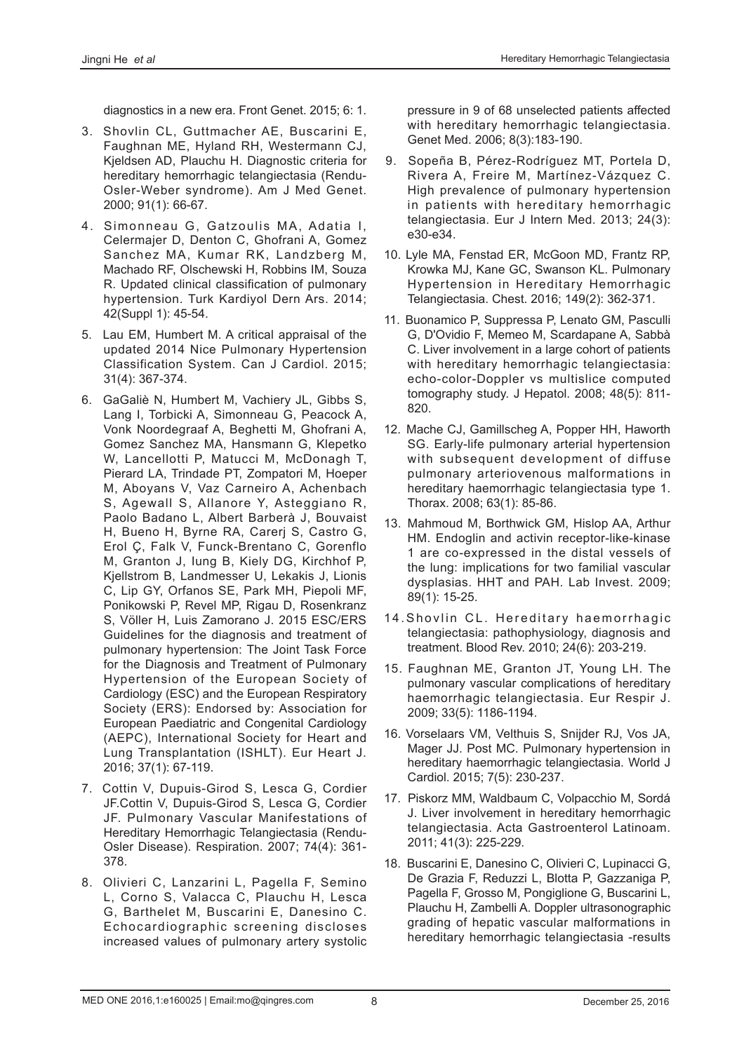diagnostics in a new era. Front Genet. 2015; 6: 1.

3. Shovlin CL, Guttmacher AE, Buscarini E, Faughnan ME, Hyland RH, Westermann CJ, Kjeldsen AD, Plauchu H. Diagnostic criteria for hereditary hemorrhagic telangiectasia (Rendu-Osler-Weber syndrome). Am J Med Genet. 2000; 91(1): 66-67.
4. Simonneau G, Gatzoulis MA, Adatia I, Celermajer D, Denton C, Ghofrani A, Gomez Sanchez MA, Kumar RK, Landzberg M, Machado RF, Olschewski H, Robbins IM, Souza R. Updated clinical classification of pulmonary hypertension. Turk Kardiyol Dern Ars. 2014; 42(Suppl 1): 45-54.
5. Lau EM, Humbert M. A critical appraisal of the updated 2014 Nice Pulmonary Hypertension Classification System. Can J Cardiol. 2015; 31(4): 367-374.
6. GaGaliè N, Humbert M, Vachiery JL, Gibbs S, Lang I, Torbicki A, Simonneau G, Peacock A, Vonk Noordegraaf A, Beghetti M, Ghofrani A, Gomez Sanchez MA, Hansmann G, Klepetko W, Lancellotti P, Matucci M, McDonagh T, Pierard LA, Trindade PT, Zompatori M, Hoeper M, Aboyans V, Vaz Carneiro A, Achenbach S, Agewall S, Allanore Y, Asteggiano R, Paolo Badano L, Albert Barberà J, Bouvaist H, Bueno H, Byrne RA, Carerj S, Castro G, Erol Ç, Falk V, Funck-Brentano C, Gorenflo M, Granton J, Iung B, Kiely DG, Kirchhof P, Kjellstrom B, Landmesser U, Lekakis J, Lionis C, Lip GY, Orfanos SE, Park MH, Piepoli MF, Ponikowski P, Revel MP, Rigau D, Rosenkranz S, Völler H, Luis Zamorano J. 2015 ESC/ERS Guidelines for the diagnosis and treatment of pulmonary hypertension: The Joint Task Force for the Diagnosis and Treatment of Pulmonary Hypertension of the European Society of Cardiology (ESC) and the European Respiratory Society (ERS): Endorsed by: Association for European Paediatric and Congenital Cardiology (AEPC), International Society for Heart and Lung Transplantation (ISHLT). Eur Heart J. 2016; 37(1): 67-119.
7. Cottin V, Dupuis-Girod S, Lesca G, Cordier JF.Cottin V, Dupuis-Girod S, Lesca G, Cordier JF. Pulmonary Vascular Manifestations of Hereditary Hemorrhagic Telangiectasia (Rendu-Osler Disease). Respiration. 2007; 74(4): 361-378.
8. Olivieri C, Lanzarini L, Pagella F, Semino L, Corno S, Valacca C, Plauchu H, Lesca G, Barthelet M, Buscarini E, Danesino C. Echocardiographic screening discloses increased values of pulmonary artery systolic pressure in 9 of 68 unselected patients affected with hereditary hemorrhagic telangiectasia. Genet Med. 2006; 8(3):183-190.
9. Sopeña B, Pérez-Rodríguez MT, Portela D, Rivera A, Freire M, Martínez-Vázquez C. High prevalence of pulmonary hypertension in patients with hereditary hemorrhagic telangiectasia. Eur J Intern Med. 2013; 24(3): e30-e34.
10. Lyle MA, Fenstad ER, McGoon MD, Frantz RP, Krowka MJ, Kane GC, Swanson KL. Pulmonary Hypertension in Hereditary Hemorrhagic Telangiectasia. Chest. 2016; 149(2): 362-371.
11. Buonamico P, Suppressa P, Lenato GM, Pasculli G, D'Ovidio F, Memeo M, Scardapane A, Sabbà C. Liver involvement in a large cohort of patients with hereditary hemorrhagic telangiectasia: echo-color-Doppler vs multislice computed tomography study. J Hepatol. 2008; 48(5): 811-820.
12. Mache CJ, Gamillscheg A, Popper HH, Haworth SG. Early-life pulmonary arterial hypertension with subsequent development of diffuse pulmonary arteriovenous malformations in hereditary haemorrhagic telangiectasia type 1. Thorax. 2008; 63(1): 85-86.
13. Mahmoud M, Borthwick GM, Hislop AA, Arthur HM. Endoglin and activin receptor-like-kinase 1 are co-expressed in the distal vessels of the lung: implications for two familial vascular dysplasias. HHT and PAH. Lab Invest. 2009; 89(1): 15-25.
14. Shovlin CL. Hereditary haemorrhagic telangiectasia: pathophysiology, diagnosis and treatment. Blood Rev. 2010; 24(6): 203-219.
15. Faughnan ME, Granton JT, Young LH. The pulmonary vascular complications of hereditary haemorrhagic telangiectasia. Eur Respir J. 2009; 33(5): 1186-1194.
16. Vorselaars VM, Velthuis S, Snijder RJ, Vos JA, Mager JJ. Post MC. Pulmonary hypertension in hereditary haemorrhagic telangiectasia. World J Cardiol. 2015; 7(5): 230-237.
17. Piskorz MM, Waldbaum C, Volpacchio M, Sordá J. Liver involvement in hereditary hemorrhagic telangiectasia. Acta Gastroenterol Latinoam. 2011; 41(3): 225-229.
18. Buscarini E, Danesino C, Olivieri C, Lupinacci G, De Grazia F, Reduzzi L, Blotta P, Gazzaniga P, Pagella F, Grosso M, Pongiglione G, Buscarini L, Plauchu H, Zambelli A. Doppler ultrasonographic grading of hepatic vascular malformations in hereditary hemorrhagic telangiectasia -results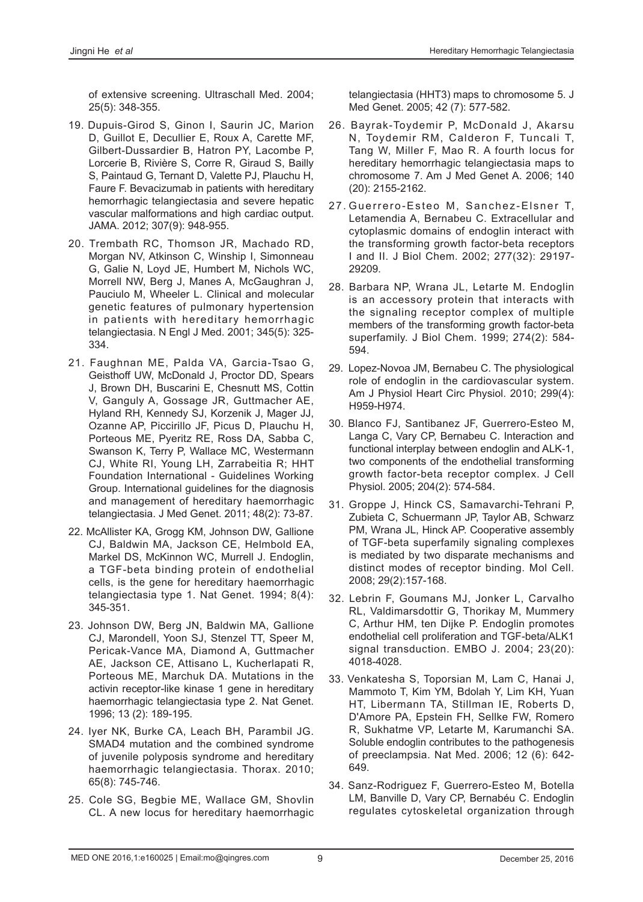of extensive screening. Ultraschall Med. 2004; 25(5): 348-355.

19. Dupuis-Girod S, Ginon I, Saurin JC, Marion D, Guillot E, Decullier E, Roux A, Carette MF, Gilbert-Dussardier B, Hatron PY, Lacombe P, Lorcerie B, Rivière S, Corre R, Giraud S, Bailly S, Paintaud G, Ternant D, Valette PJ, Plauchu H, Faure F. Bevacizumab in patients with hereditary hemorrhagic telangiectasia and severe hepatic vascular malformations and high cardiac output. JAMA. 2012; 307(9): 948-955.

20. Trembath RC, Thomson JR, Machado RD, Morgan NV, Atkinson C, Winship I, Simonneau G, Galie N, Loyd JE, Humbert M, Nichols WC, Morrell NW, Berg J, Manes A, McGaughran J, Pauciulo M, Wheeler L. Clinical and molecular genetic features of pulmonary hypertension in patients with hereditary hemorrhagic telangiectasia. N Engl J Med. 2001; 345(5): 325-334.

21. Faughnan ME, Palda VA, Garcia-Tsao G, Geisthoff UW, McDonald J, Proctor DD, Spears J, Brown DH, Buscarini E, Chesnutt MS, Cottin V, Ganguly A, Gossage JR, Guttmacher AE, Hyland RH, Kennedy SJ, Korzenik J, Mager JJ, Ozanne AP, Piccirillo JF, Picus D, Plauchu H, Porteous ME, Pyeritz RE, Ross DA, Sabba C, Swanson K, Terry P, Wallace MC, Westermann CJ, White RI, Young LH, Zarrabeitia R; HHT Foundation International - Guidelines Working Group. International guidelines for the diagnosis and management of hereditary haemorrhagic telangiectasia. J Med Genet. 2011; 48(2): 73-87.

22. McAllister KA, Grogg KM, Johnson DW, Gallione CJ, Baldwin MA, Jackson CE, Helmbold EA, Markel DS, McKinnon WC, Murrell J. Endoglin, a TGF-beta binding protein of endothelial cells, is the gene for hereditary haemorrhagic telangiectasia type 1. Nat Genet. 1994; 8(4): 345-351.

23. Johnson DW, Berg JN, Baldwin MA, Gallione CJ, Marondell, Yoon SJ, Stenzel TT, Speer M, Pericak-Vance MA, Diamond A, Guttmacher AE, Jackson CE, Attisano L, Kucherlapati R, Porteous ME, Marchuk DA. Mutations in the activin receptor-like kinase 1 gene in hereditary haemorrhagic telangiectasia type 2. Nat Genet. 1996; 13 (2): 189-195.

24. Iyer NK, Burke CA, Leach BH, Parambil JG. SMAD4 mutation and the combined syndrome of juvenile polyposis syndrome and hereditary haemorrhagic telangiectasia. Thorax. 2010; 65(8): 745-746.

25. Cole SG, Begbie ME, Wallace GM, Shovlin CL. A new locus for hereditary haemorrhagic telangiectasia (HHT3) maps to chromosome 5. J Med Genet. 2005; 42 (7): 577-582.

26. Bayrak-Toydemir P, McDonald J, Akarsu N, Toydemir RM, Calderon F, Tuncali T, Tang W, Miller F, Mao R. A fourth locus for hereditary hemorrhagic telangiectasia maps to chromosome 7. Am J Med Genet A. 2006; 140 (20): 2155-2162.

27. Guerrero-Esteo M, Sanchez-Elsner T, Letamendia A, Bernabeu C. Extracellular and cytoplasmic domains of endoglin interact with the transforming growth factor-beta receptors I and II. J Biol Chem. 2002; 277(32): 29197-29209.

28. Barbara NP, Wrana JL, Letarte M. Endoglin is an accessory protein that interacts with the signaling receptor complex of multiple members of the transforming growth factor-beta superfamily. J Biol Chem. 1999; 274(2): 584-594.

29. Lopez-Novoa JM, Bernabeu C. The physiological role of endoglin in the cardiovascular system. Am J Physiol Heart Circ Physiol. 2010; 299(4): H959-H974.

30. Blanco FJ, Santibanez JF, Guerrero-Esteo M, Langa C, Vary CP, Bernabeu C. Interaction and functional interplay between endoglin and ALK-1, two components of the endothelial transforming growth factor-beta receptor complex. J Cell Physiol. 2005; 204(2): 574-584.

31. Groppe J, Hinck CS, Samavarchi-Tehrani P, Zubieta C, Schuermann JP, Taylor AB, Schwarz PM, Wrana JL, Hinck AP. Cooperative assembly of TGF-beta superfamily signaling complexes is mediated by two disparate mechanisms and distinct modes of receptor binding. Mol Cell. 2008; 29(2):157-168.

32. Lebrin F, Goumans MJ, Jonker L, Carvalho RL, Valdimarsdottir G, Thorikay M, Mummery C, Arthur HM, ten Dijke P. Endoglin promotes endothelial cell proliferation and TGF-beta/ALK1 signal transduction. EMBO J. 2004; 23(20): 4018-4028.

33. Venkatesha S, Toporsian M, Lam C, Hanai J, Mammoto T, Kim YM, Bdolah Y, Lim KH, Yuan HT, Libermann TA, Stillman IE, Roberts D, D'Amore PA, Epstein FH, Sellke FW, Romero R, Sukhatme VP, Letarte M, Karumanchi SA. Soluble endoglin contributes to the pathogenesis of preeclampsia. Nat Med. 2006; 12 (6): 642-649.

34. Sanz-Rodriguez F, Guerrero-Esteo M, Botella LM, Banville D, Vary CP, Bernabéu C. Endoglin regulates cytoskeletal organization through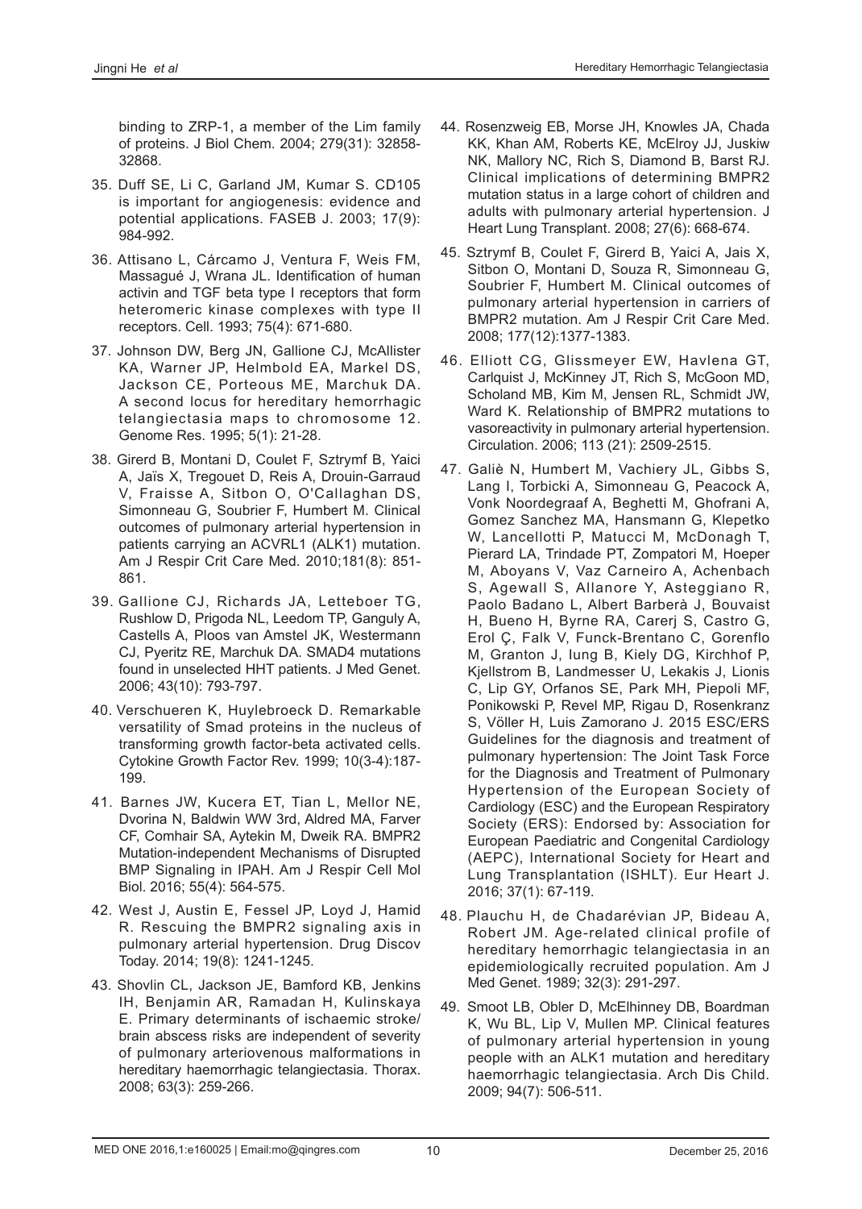binding to ZRP-1, a member of the Lim family of proteins. J Biol Chem. 2004; 279(31): 32858-32868.

35. Duff SE, Li C, Garland JM, Kumar S. CD105 is important for angiogenesis: evidence and potential applications. FASEB J. 2003; 17(9): 984-992.

36. Attisano L, Cárcamo J, Ventura F, Weis FM, Massagué J, Wrana JL. Identification of human activin and TGF beta type I receptors that form heteromeric kinase complexes with type II receptors. Cell. 1993; 75(4): 671-680.

37. Johnson DW, Berg JN, Gallione CJ, McAllister KA, Warner JP, Helmbold EA, Markel DS, Jackson CE, Porteous ME, Marchuk DA. A second locus for hereditary hemorrhagic telangiectasia maps to chromosome 12. Genome Res. 1995; 5(1): 21-28.

38. Girerd B, Montani D, Coulet F, Sztrymf B, Yaici A, Jaïs X, Tregouet D, Reis A, Drouin-Garraud V, Fraisse A, Sitbon O, O'Callaghan DS, Simonneau G, Soubrier F, Humbert M. Clinical outcomes of pulmonary arterial hypertension in patients carrying an ACVRL1 (ALK1) mutation. Am J Respir Crit Care Med. 2010;181(8): 851-861.

39. Gallione CJ, Richards JA, Letteboer TG, Rushlow D, Prigoda NL, Leedom TP, Ganguly A, Castells A, Ploos van Amstel JK, Westermann CJ, Pyeritz RE, Marchuk DA. SMAD4 mutations found in unselected HHT patients. J Med Genet. 2006; 43(10): 793-797.

40. Verschueren K, Huylebroeck D. Remarkable versatility of Smad proteins in the nucleus of transforming growth factor-beta activated cells. Cytokine Growth Factor Rev. 1999; 10(3-4):187-199.

41. Barnes JW, Kucera ET, Tian L, Mellor NE, Dvorina N, Baldwin WW 3rd, Aldred MA, Farver CF, Comhair SA, Aytekin M, Dweik RA. BMPR2 Mutation-independent Mechanisms of Disrupted BMP Signaling in IPAH. Am J Respir Cell Mol Biol. 2016; 55(4): 564-575.

42. West J, Austin E, Fessel JP, Loyd J, Hamid R. Rescuing the BMPR2 signaling axis in pulmonary arterial hypertension. Drug Discov Today. 2014; 19(8): 1241-1245.

43. Shovlin CL, Jackson JE, Bamford KB, Jenkins IH, Benjamin AR, Ramadan H, Kulinskaya E. Primary determinants of ischaemic stroke/brain abscess risks are independent of severity of pulmonary arteriovenous malformations in hereditary haemorrhagic telangiectasia. Thorax. 2008; 63(3): 259-266.

44. Rosenzweig EB, Morse JH, Knowles JA, Chada KK, Khan AM, Roberts KE, McElroy JJ, Juskiw NK, Mallory NC, Rich S, Diamond B, Barst RJ. Clinical implications of determining BMPR2 mutation status in a large cohort of children and adults with pulmonary arterial hypertension. J Heart Lung Transplant. 2008; 27(6): 668-674.

45. Sztrymf B, Coulet F, Girerd B, Yaici A, Jais X, Sitbon O, Montani D, Souza R, Simonneau G, Soubrier F, Humbert M. Clinical outcomes of pulmonary arterial hypertension in carriers of BMPR2 mutation. Am J Respir Crit Care Med. 2008; 177(12):1377-1383.

46. Elliott CG, Glissmeyer EW, Havlena GT, Carlquist J, McKinney JT, Rich S, McGoon MD, Scholand MB, Kim M, Jensen RL, Schmidt JW, Ward K. Relationship of BMPR2 mutations to vasoreactivity in pulmonary arterial hypertension. Circulation. 2006; 113 (21): 2509-2515.

47. Galiè N, Humbert M, Vachiery JL, Gibbs S, Lang I, Torbicki A, Simonneau G, Peacock A, Vonk Noordegraaf A, Beghetti M, Ghofrani A, Gomez Sanchez MA, Hansmann G, Klepetko W, Lancellotti P, Matucci M, McDonagh T, Pierard LA, Trindade PT, Zompatori M, Hoeper M, Aboyans V, Vaz Carneiro A, Achenbach S, Agewall S, Allanore Y, Asteggiano R, Paolo Badano L, Albert Barberà J, Bouvaist H, Bueno H, Byrne RA, Carerj S, Castro G, Erol Ç, Falk V, Funck-Brentano C, Gorenflo M, Granton J, Iung B, Kiely DG, Kirchhof P, Kjellstrom B, Landmesser U, Lekakis J, Lionis C, Lip GY, Orfanos SE, Park MH, Piepoli MF, Ponikowski P, Revel MP, Rigau D, Rosenkranz S, Völler H, Luis Zamorano J. 2015 ESC/ERS Guidelines for the diagnosis and treatment of pulmonary hypertension: The Joint Task Force for the Diagnosis and Treatment of Pulmonary Hypertension of the European Society of Cardiology (ESC) and the European Respiratory Society (ERS): Endorsed by: Association for European Paediatric and Congenital Cardiology (AEPC), International Society for Heart and Lung Transplantation (ISHLT). Eur Heart J. 2016; 37(1): 67-119.

48. Plauchu H, de Chadarévian JP, Bideau A, Robert JM. Age-related clinical profile of hereditary hemorrhagic telangiectasia in an epidemiologically recruited population. Am J Med Genet. 1989; 32(3): 291-297.

49. Smoot LB, Obler D, McElhinney DB, Boardman K, Wu BL, Lip V, Mullen MP. Clinical features of pulmonary arterial hypertension in young people with an ALK1 mutation and hereditary haemorrhagic telangiectasia. Arch Dis Child. 2009; 94(7): 506-511.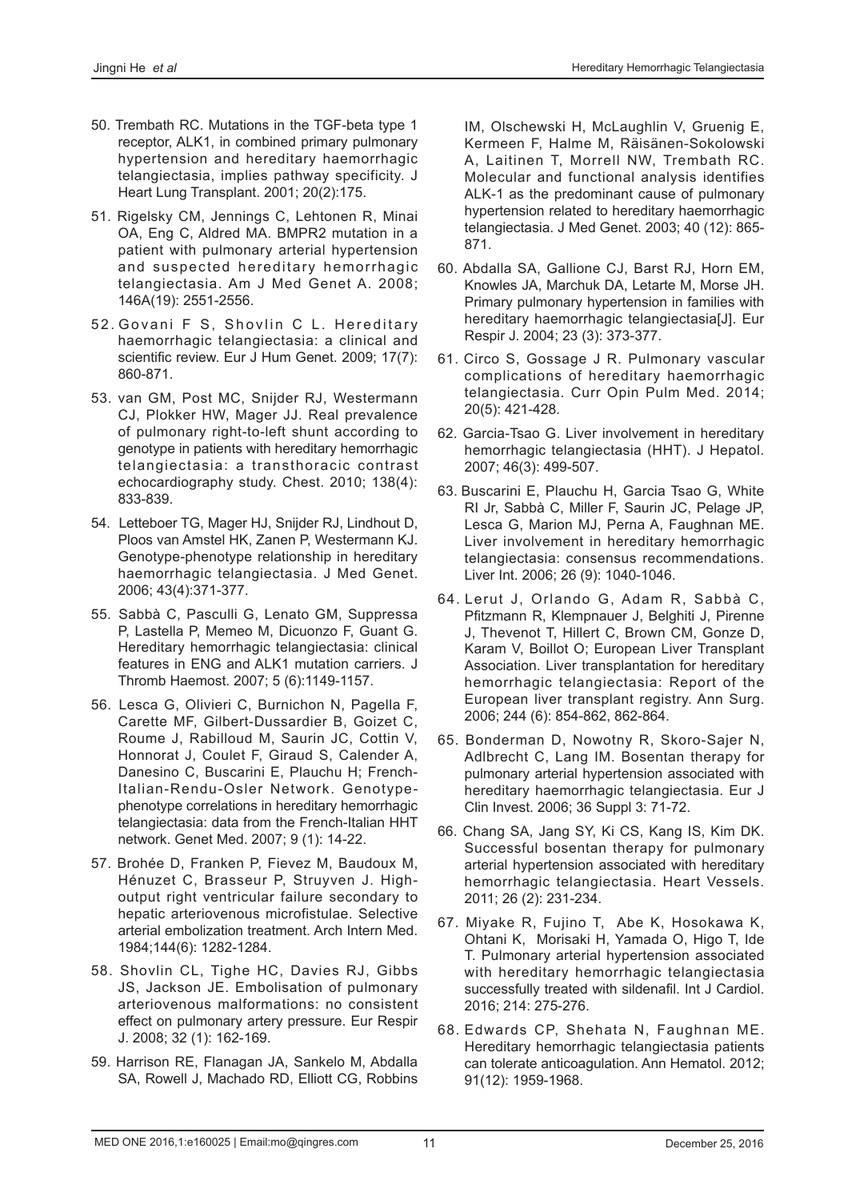50. Trembath RC. Mutations in the TGF-beta type 1 receptor, ALK1, in combined primary pulmonary hypertension and hereditary haemorrhagic telangiectasia, implies pathway specificity. J Heart Lung Transplant. 2001; 20(2):175.

51. Rigelsky CM, Jennings C, Lehtonen R, Minai OA, Eng C, Aldred MA. BMPR2 mutation in a patient with pulmonary arterial hypertension and suspected hereditary hemorrhagic telangiectasia. Am J Med Genet A. 2008; 146A(19): 2551-2556.

52. Govani F S, Shovlin C L. Hereditary haemorrhagic telangiectasia: a clinical and scientific review. Eur J Hum Genet. 2009; 17(7): 860-871.

53. van GM, Post MC, Snijder RJ, Westermann CJ, Plokker HW, Mager JJ. Real prevalence of pulmonary right-to-left shunt according to genotype in patients with hereditary hemorrhagic telangiectasia: a transthoracic contrast echocardiography study. Chest. 2010; 138(4): 833-839.

54. Letteboer TG, Mager HJ, Snijder RJ, Lindhout D, Ploos van Amstel HK, Zanen P, Westermann KJ. Genotype-phenotype relationship in hereditary haemorrhagic telangiectasia. J Med Genet. 2006; 43(4):371-377.

55. Sabbà C, Pasculli G, Lenato GM, Suppressa P, Lastella P, Memeo M, Dicuonzo F, Guant G. Hereditary hemorrhagic telangiectasia: clinical features in ENG and ALK1 mutation carriers. J Thromb Haemost. 2007; 5 (6):1149-1157.

56. Lesca G, Olivieri C, Burnichon N, Pagella F, Carette MF, Gilbert-Dussardier B, Goizet C, Roume J, Rabilloud M, Saurin JC, Cottin V, Honnorat J, Coulet F, Giraud S, Calender A, Danesino C, Buscarini E, Plauchu H; French-Italian-Rendu-Osler Network. Genotype-phenotype correlations in hereditary hemorrhagic telangiectasia: data from the French-Italian HHT network. Genet Med. 2007; 9 (1): 14-22.

57. Brohée D, Franken P, Fievez M, Baudoux M, Hénuzet C, Brasseur P, Struyven J. High-output right ventricular failure secondary to hepatic arteriovenous microfistulae. Selective arterial embolization treatment. Arch Intern Med. 1984;144(6): 1282-1284.

58. Shovlin CL, Tighe HC, Davies RJ, Gibbs JS, Jackson JE. Embolisation of pulmonary arteriovenous malformations: no consistent effect on pulmonary artery pressure. Eur Respir J. 2008; 32 (1): 162-169.

59. Harrison RE, Flanagan JA, Sankelo M, Abdalla SA, Rowell J, Machado RD, Elliott CG, Robbins IM, Olschewski H, McLaughlin V, Gruenig E, Kermeen F, Halme M, Räisänen-Sokolowski A, Laitinen T, Morrell NW, Trembath RC. Molecular and functional analysis identifies ALK-1 as the predominant cause of pulmonary hypertension related to hereditary haemorrhagic telangiectasia. J Med Genet. 2003; 40 (12): 865-871.

60. Abdalla SA, Gallione CJ, Barst RJ, Horn EM, Knowles JA, Marchuk DA, Letarte M, Morse JH. Primary pulmonary hypertension in families with hereditary haemorrhagic telangiectasia[J]. Eur Respir J. 2004; 23 (3): 373-377.

61. Circo S, Gossage J R. Pulmonary vascular complications of hereditary haemorrhagic telangiectasia. Curr Opin Pulm Med. 2014; 20(5): 421-428.

62. Garcia-Tsao G. Liver involvement in hereditary hemorrhagic telangiectasia (HHT). J Hepatol. 2007; 46(3): 499-507.

63. Buscarini E, Plauchu H, Garcia Tsao G, White RI Jr, Sabbà C, Miller F, Saurin JC, Pelage JP, Lesca G, Marion MJ, Perna A, Faughnan ME. Liver involvement in hereditary hemorrhagic telangiectasia: consensus recommendations. Liver Int. 2006; 26 (9): 1040-1046.

64. Lerut J, Orlando G, Adam R, Sabbà C, Pfitzmann R, Klempnauer J, Belghiti J, Pirenne J, Thevenot T, Hillert C, Brown CM, Gonze D, Karam V, Boillot O; European Liver Transplant Association. Liver transplantation for hereditary hemorrhagic telangiectasia: Report of the European liver transplant registry. Ann Surg. 2006; 244 (6): 854-862, 862-864.

65. Bonderman D, Nowotny R, Skoro-Sajer N, Adlbrecht C, Lang IM. Bosentan therapy for pulmonary arterial hypertension associated with hereditary haemorrhagic telangiectasia. Eur J Clin Invest. 2006; 36 Suppl 3: 71-72.

66. Chang SA, Jang SY, Ki CS, Kang IS, Kim DK. Successful bosentan therapy for pulmonary arterial hypertension associated with hereditary hemorrhagic telangiectasia. Heart Vessels. 2011; 26 (2): 231-234.

67. Miyake R, Fujino T, Abe K, Hosokawa K, Ohtani K, Morisaki H, Yamada O, Higo T, Ide T. Pulmonary arterial hypertension associated with hereditary hemorrhagic telangiectasia successfully treated with sildenafil. Int J Cardiol. 2016; 214: 275-276.

68. Edwards CP, Shehata N, Faughnan ME. Hereditary hemorrhagic telangiectasia patients can tolerate anticoagulation. Ann Hematol. 2012; 91(12): 1959-1968.